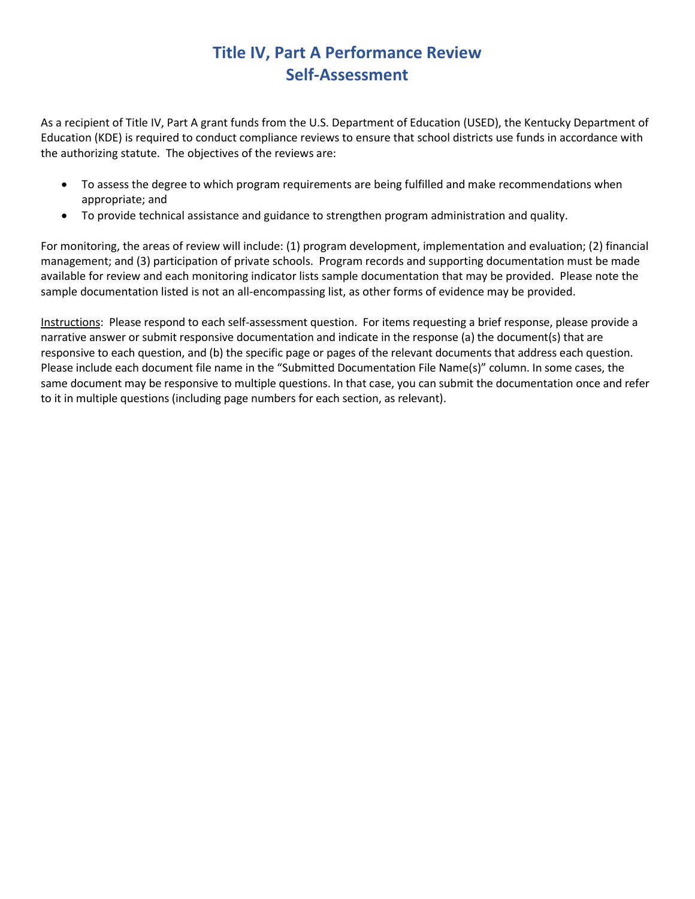# Title IV, Part A Performance Review
# Self-Assessment

As a recipient of Title IV, Part A grant funds from the U.S. Department of Education (USED), the Kentucky Department of Education (KDE) is required to conduct compliance reviews to ensure that school districts use funds in accordance with the authorizing statute. The objectives of the reviews are:

- To assess the degree to which program requirements are being fulfilled and make recommendations when appropriate; and
- To provide technical assistance and guidance to strengthen program administration and quality.

For monitoring, the areas of review will include: (1) program development, implementation and evaluation; (2) financial management; and (3) participation of private schools. Program records and supporting documentation must be made available for review and each monitoring indicator lists sample documentation that may be provided. Please note the sample documentation listed is not an all-encompassing list, as other forms of evidence may be provided.

<u>Instructions</u>: Please respond to each self-assessment question. For items requesting a brief response, please provide a narrative answer or submit responsive documentation and indicate in the response (a) the document(s) that are responsive to each question, and (b) the specific page or pages of the relevant documents that address each question. Please include each document file name in the "Submitted Documentation File Name(s)" column. In some cases, the same document may be responsive to multiple questions. In that case, you can submit the documentation once and refer to it in multiple questions (including page numbers for each section, as relevant).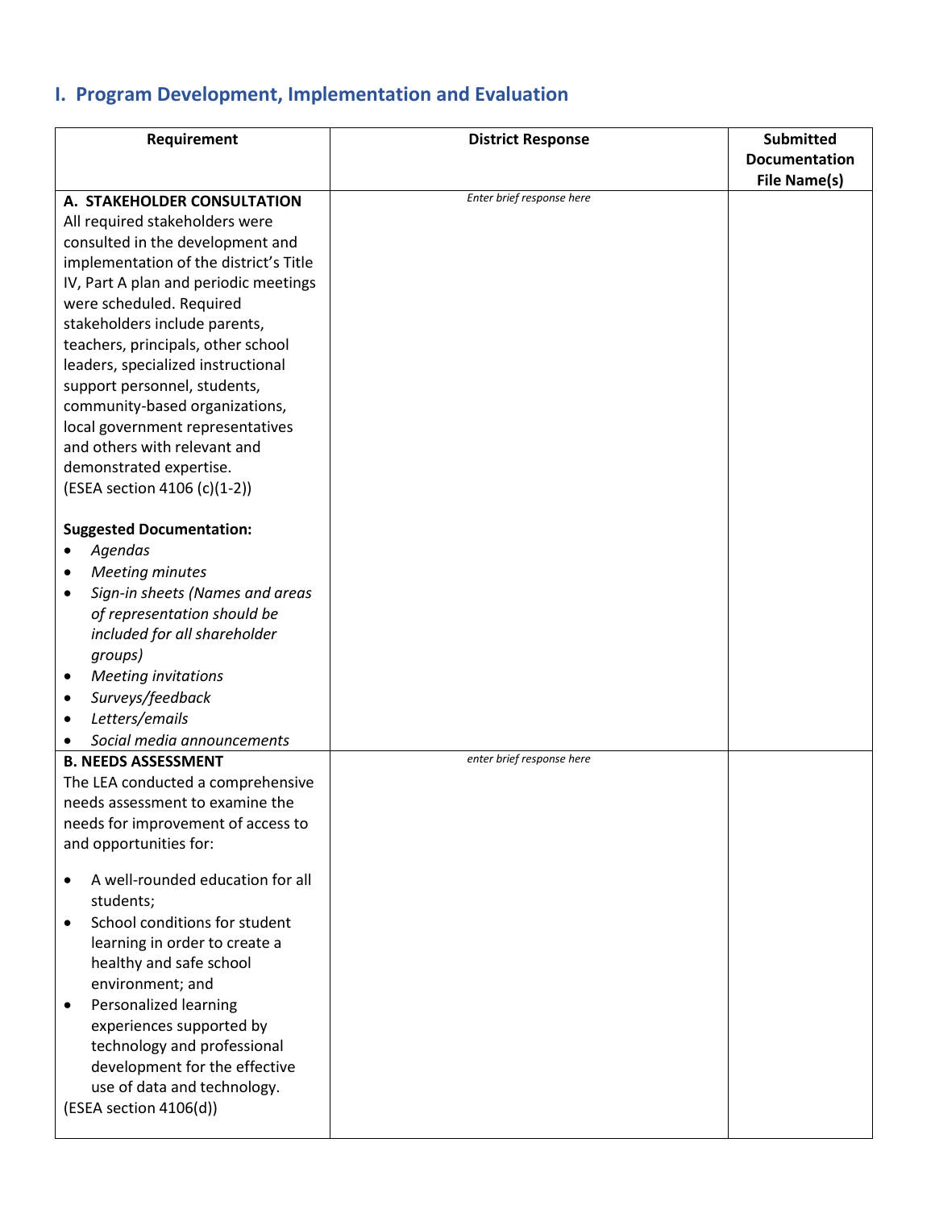## I. Program Development, Implementation and Evaluation

| Requirement | District Response | Submitted Documentation File Name(s) |
|---|---|---|
| **A. STAKEHOLDER CONSULTATION**<br>All required stakeholders were consulted in the development and implementation of the district's Title IV, Part A plan and periodic meetings were scheduled. Required stakeholders include parents, teachers, principals, other school leaders, specialized instructional support personnel, students, community-based organizations, local government representatives and others with relevant and demonstrated expertise.<br>(ESEA section 4106 (c)(1-2))<br><br>**Suggested Documentation:**<br>• *Agendas*<br>• *Meeting minutes*<br>• *Sign-in sheets (Names and areas of representation should be included for all shareholder groups)*<br>• *Meeting invitations*<br>• *Surveys/feedback*<br>• *Letters/emails*<br>• *Social media announcements* | *Enter brief response here* | |
| **B. NEEDS ASSESSMENT**<br>The LEA conducted a comprehensive needs assessment to examine the needs for improvement of access to and opportunities for:<br><br>• A well-rounded education for all students;<br>• School conditions for student learning in order to create a healthy and safe school environment; and<br>• Personalized learning experiences supported by technology and professional development for the effective use of data and technology.<br>(ESEA section 4106(d)) | *enter brief response here* | |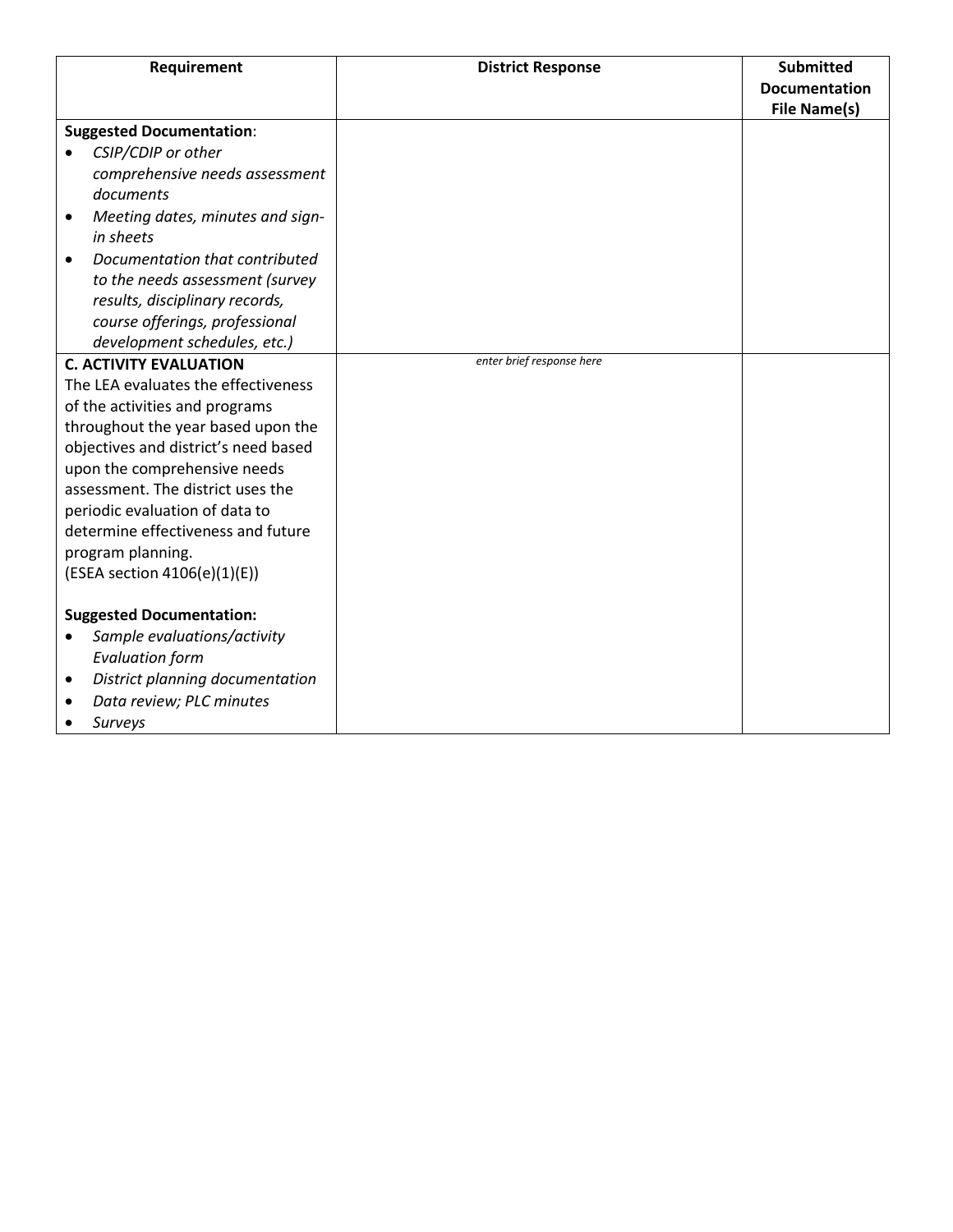| Requirement | District Response | Submitted Documentation File Name(s) |
|---|---|---|
| **Suggested Documentation**:<br>• *CSIP/CDIP or other comprehensive needs assessment documents*<br>• *Meeting dates, minutes and sign-in sheets*<br>• *Documentation that contributed to the needs assessment (survey results, disciplinary records, course offerings, professional development schedules, etc.)* | | |
| **C. ACTIVITY EVALUATION**<br>The LEA evaluates the effectiveness of the activities and programs throughout the year based upon the objectives and district's need based upon the comprehensive needs assessment. The district uses the periodic evaluation of data to determine effectiveness and future program planning.<br>(ESEA section 4106(e)(1)(E))<br><br>**Suggested Documentation:**<br>• *Sample evaluations/activity Evaluation form*<br>• *District planning documentation*<br>• *Data review; PLC minutes*<br>• *Surveys* | *enter brief response here* | |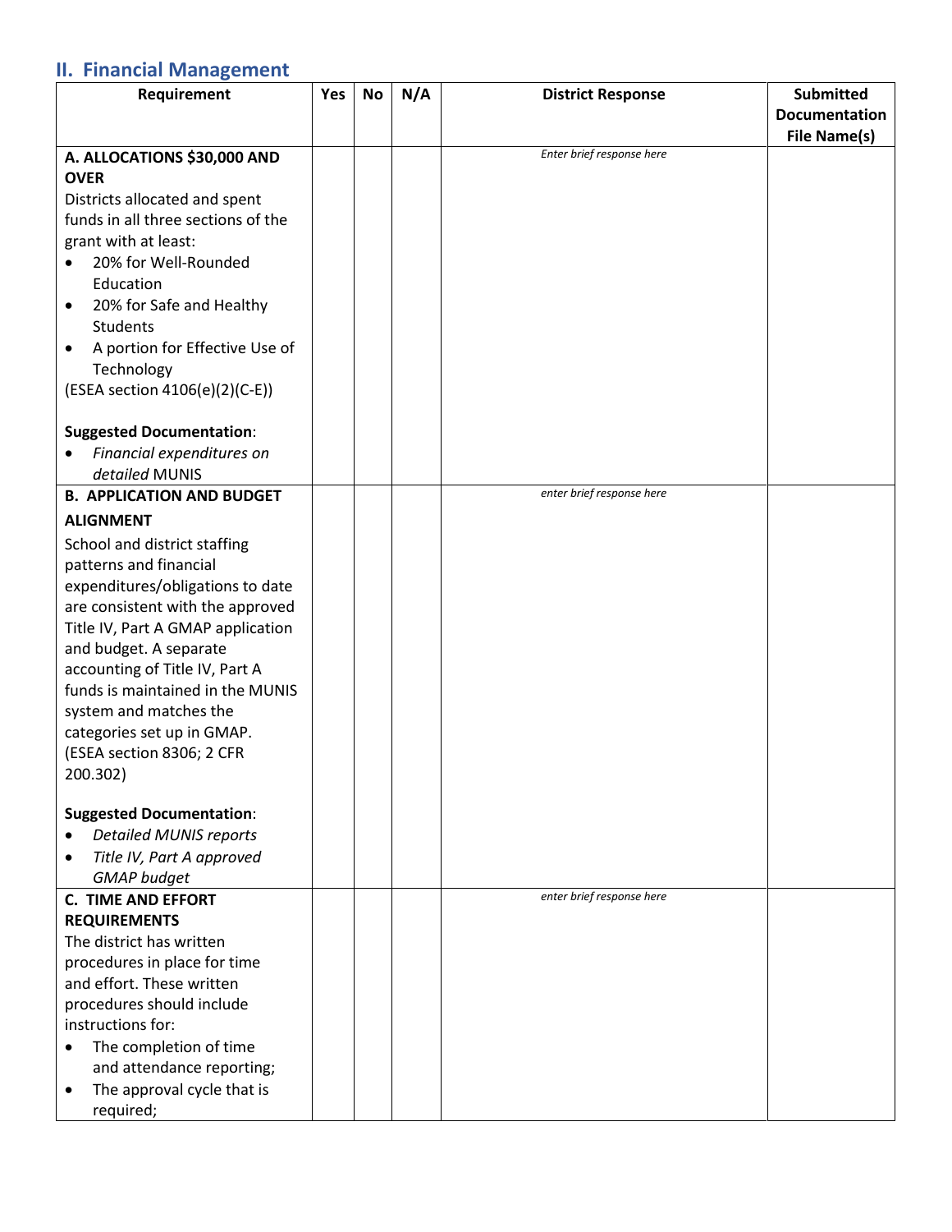## II. Financial Management

| Requirement | Yes | No | N/A | District Response | Submitted Documentation File Name(s) |
|---|---|---|---|---|---|
| **A. ALLOCATIONS $30,000 AND OVER**<br>Districts allocated and spent funds in all three sections of the grant with at least:<br>• 20% for Well-Rounded Education<br>• 20% for Safe and Healthy Students<br>• A portion for Effective Use of Technology<br>(ESEA section 4106(e)(2)(C-E))<br><br>**Suggested Documentation**:<br>• *Financial expenditures on detailed* MUNIS | | | | *Enter brief response here* | |
| **B. APPLICATION AND BUDGET ALIGNMENT**<br>School and district staffing patterns and financial expenditures/obligations to date are consistent with the approved Title IV, Part A GMAP application and budget. A separate accounting of Title IV, Part A funds is maintained in the MUNIS system and matches the categories set up in GMAP. (ESEA section 8306; 2 CFR 200.302)<br><br>**Suggested Documentation**:<br>• *Detailed MUNIS reports*<br>• *Title IV, Part A approved GMAP budget* | | | | *enter brief response here* | |
| **C. TIME AND EFFORT REQUIREMENTS**<br>The district has written procedures in place for time and effort. These written procedures should include instructions for:<br>• The completion of time and attendance reporting;<br>• The approval cycle that is required; | | | | *enter brief response here* | |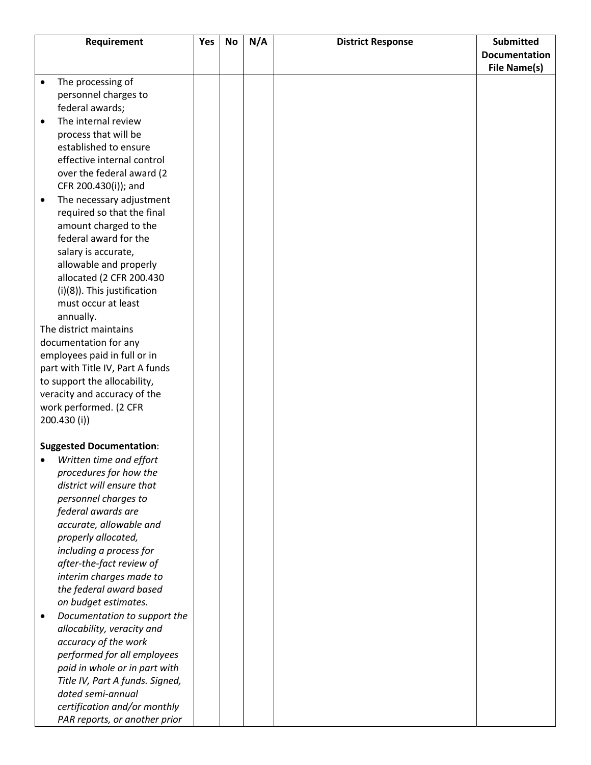| Requirement | Yes | No | N/A | District Response | Submitted Documentation File Name(s) |
|---|---|---|---|---|---|
| • The processing of personnel charges to federal awards;<br>• The internal review process that will be established to ensure effective internal control over the federal award (2 CFR 200.430(i)); and<br>• The necessary adjustment required so that the final amount charged to the federal award for the salary is accurate, allowable and properly allocated (2 CFR 200.430 (i)(8)). This justification must occur at least annually.<br>The district maintains documentation for any employees paid in full or in part with Title IV, Part A funds to support the allocability, veracity and accuracy of the work performed. (2 CFR 200.430 (i))<br><br>**Suggested Documentation**:<br>• *Written time and effort procedures for how the district will ensure that personnel charges to federal awards are accurate, allowable and properly allocated, including a process for after-the-fact review of interim charges made to the federal award based on budget estimates.*<br>• *Documentation to support the allocability, veracity and accuracy of the work performed for all employees paid in whole or in part with Title IV, Part A funds. Signed, dated semi-annual certification and/or monthly PAR reports, or another prior* | | | | | |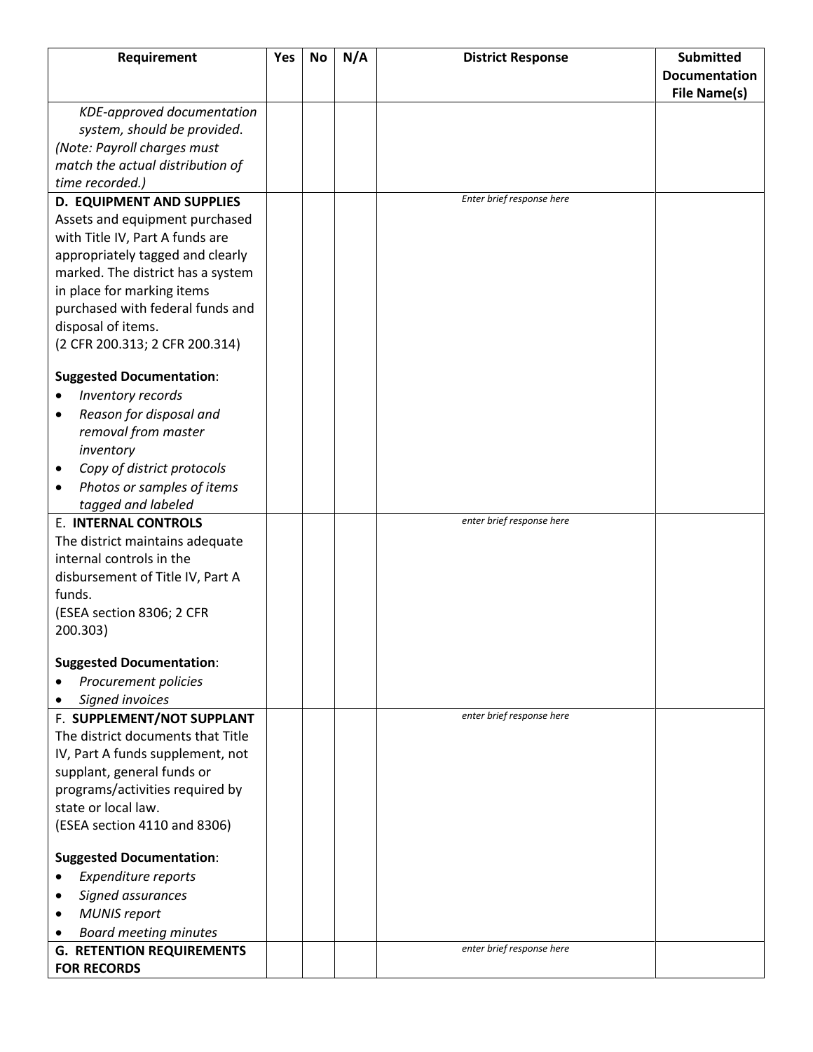| Requirement | Yes | No | N/A | District Response | Submitted Documentation File Name(s) |
|---|---|---|---|---|---|
| *KDE-approved documentation system, should be provided.* *(Note: Payroll charges must match the actual distribution of time recorded.)* | | | | | |
| **D. EQUIPMENT AND SUPPLIES** Assets and equipment purchased with Title IV, Part A funds are appropriately tagged and clearly marked. The district has a system in place for marking items purchased with federal funds and disposal of items. (2 CFR 200.313; 2 CFR 200.314) **Suggested Documentation**: • *Inventory records* • *Reason for disposal and removal from master inventory* • *Copy of district protocols* • *Photos or samples of items tagged and labeled* | | | | *Enter brief response here* | |
| E. **INTERNAL CONTROLS** The district maintains adequate internal controls in the disbursement of Title IV, Part A funds. (ESEA section 8306; 2 CFR 200.303) **Suggested Documentation**: • *Procurement policies* • *Signed invoices* | | | | *enter brief response here* | |
| F. **SUPPLEMENT/NOT SUPPLANT** The district documents that Title IV, Part A funds supplement, not supplant, general funds or programs/activities required by state or local law. (ESEA section 4110 and 8306) **Suggested Documentation**: • *Expenditure reports* • *Signed assurances* • *MUNIS report* • *Board meeting minutes* | | | | *enter brief response here* | |
| **G. RETENTION REQUIREMENTS FOR RECORDS** | | | | *enter brief response here* | |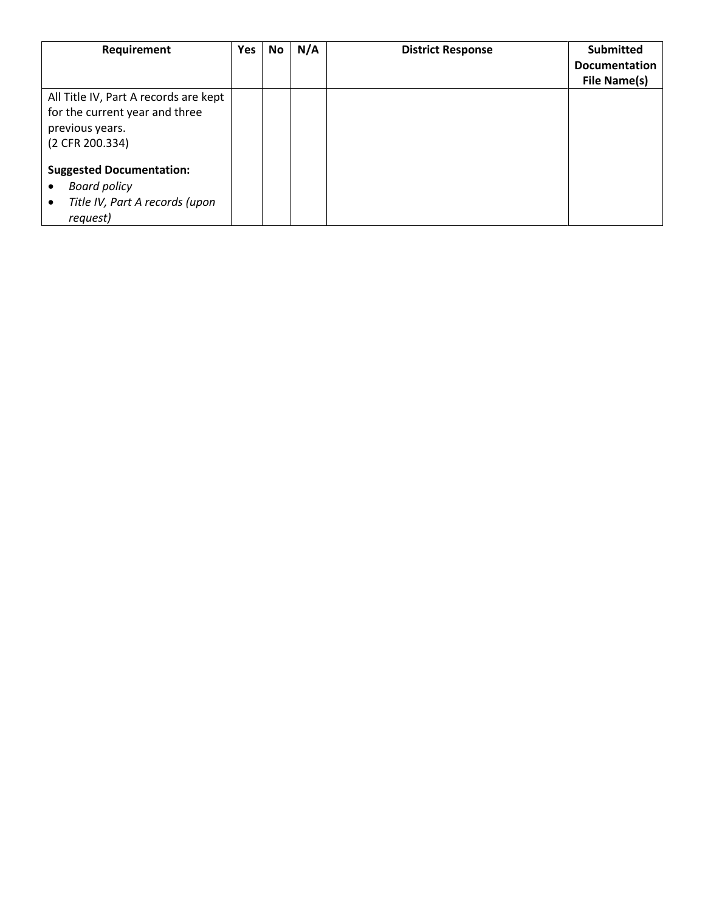| Requirement | Yes | No | N/A | District Response | Submitted Documentation File Name(s) |
|---|---|---|---|---|---|
| All Title IV, Part A records are kept for the current year and three previous years.<br>(2 CFR 200.334)<br><br>**Suggested Documentation:**<br>• *Board policy*<br>• *Title IV, Part A records (upon request)* | | | | | |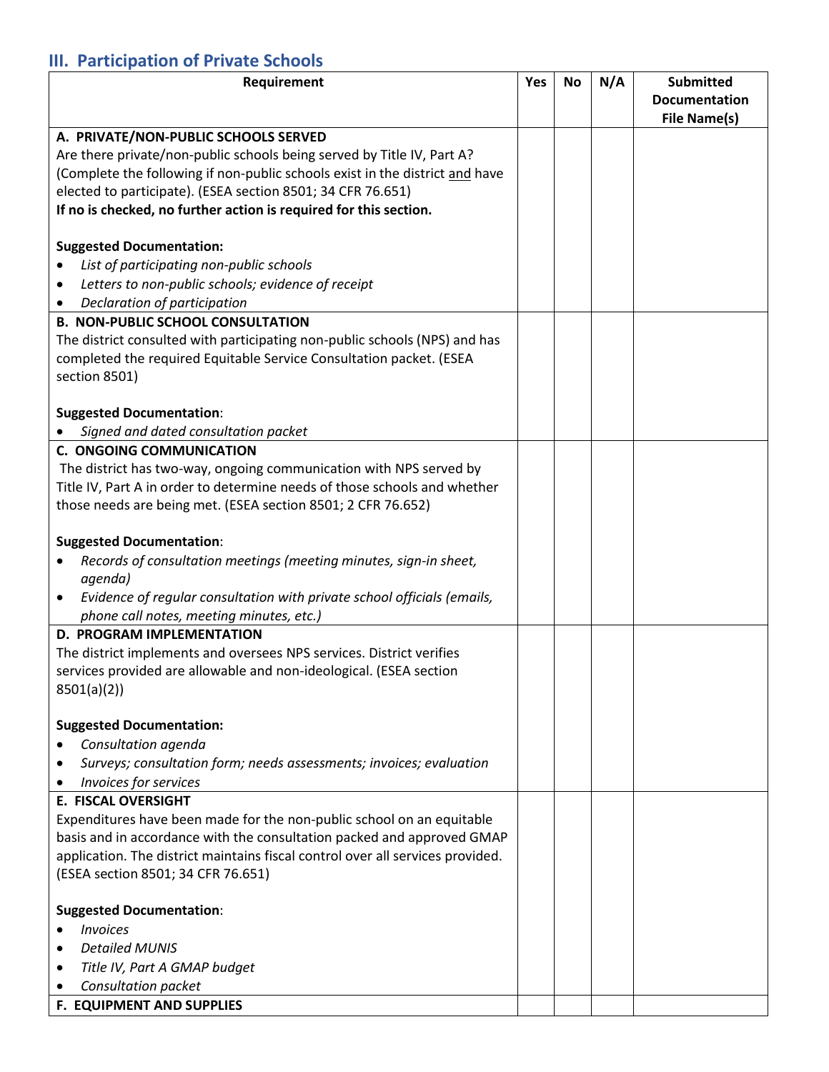## III. Participation of Private Schools

| Requirement | Yes | No | N/A | Submitted Documentation File Name(s) |
|---|---|---|---|---|
| **A. PRIVATE/NON-PUBLIC SCHOOLS SERVED**<br>Are there private/non-public schools being served by Title IV, Part A? (Complete the following if non-public schools exist in the district <u>and</u> have elected to participate). (ESEA section 8501; 34 CFR 76.651)<br>**If no is checked, no further action is required for this section.**<br><br>**Suggested Documentation:**<br>• *List of participating non-public schools*<br>• *Letters to non-public schools; evidence of receipt*<br>• *Declaration of participation* | | | | |
| **B. NON-PUBLIC SCHOOL CONSULTATION**<br>The district consulted with participating non-public schools (NPS) and has completed the required Equitable Service Consultation packet. (ESEA section 8501)<br><br>**Suggested Documentation**:<br>• *Signed and dated consultation packet* | | | | |
| **C. ONGOING COMMUNICATION**<br>The district has two-way, ongoing communication with NPS served by Title IV, Part A in order to determine needs of those schools and whether those needs are being met. (ESEA section 8501; 2 CFR 76.652)<br><br>**Suggested Documentation**:<br>• *Records of consultation meetings (meeting minutes, sign-in sheet, agenda)*<br>• *Evidence of regular consultation with private school officials (emails, phone call notes, meeting minutes, etc.)* | | | | |
| **D. PROGRAM IMPLEMENTATION**<br>The district implements and oversees NPS services. District verifies services provided are allowable and non-ideological. (ESEA section 8501(a)(2))<br><br>**Suggested Documentation:**<br>• *Consultation agenda*<br>• *Surveys; consultation form; needs assessments; invoices; evaluation*<br>• *Invoices for services* | | | | |
| **E. FISCAL OVERSIGHT**<br>Expenditures have been made for the non-public school on an equitable basis and in accordance with the consultation packed and approved GMAP application. The district maintains fiscal control over all services provided. (ESEA section 8501; 34 CFR 76.651)<br><br>**Suggested Documentation**:<br>• *Invoices*<br>• *Detailed MUNIS*<br>• *Title IV, Part A GMAP budget*<br>• *Consultation packet* | | | | |
| **F. EQUIPMENT AND SUPPLIES** | | | | |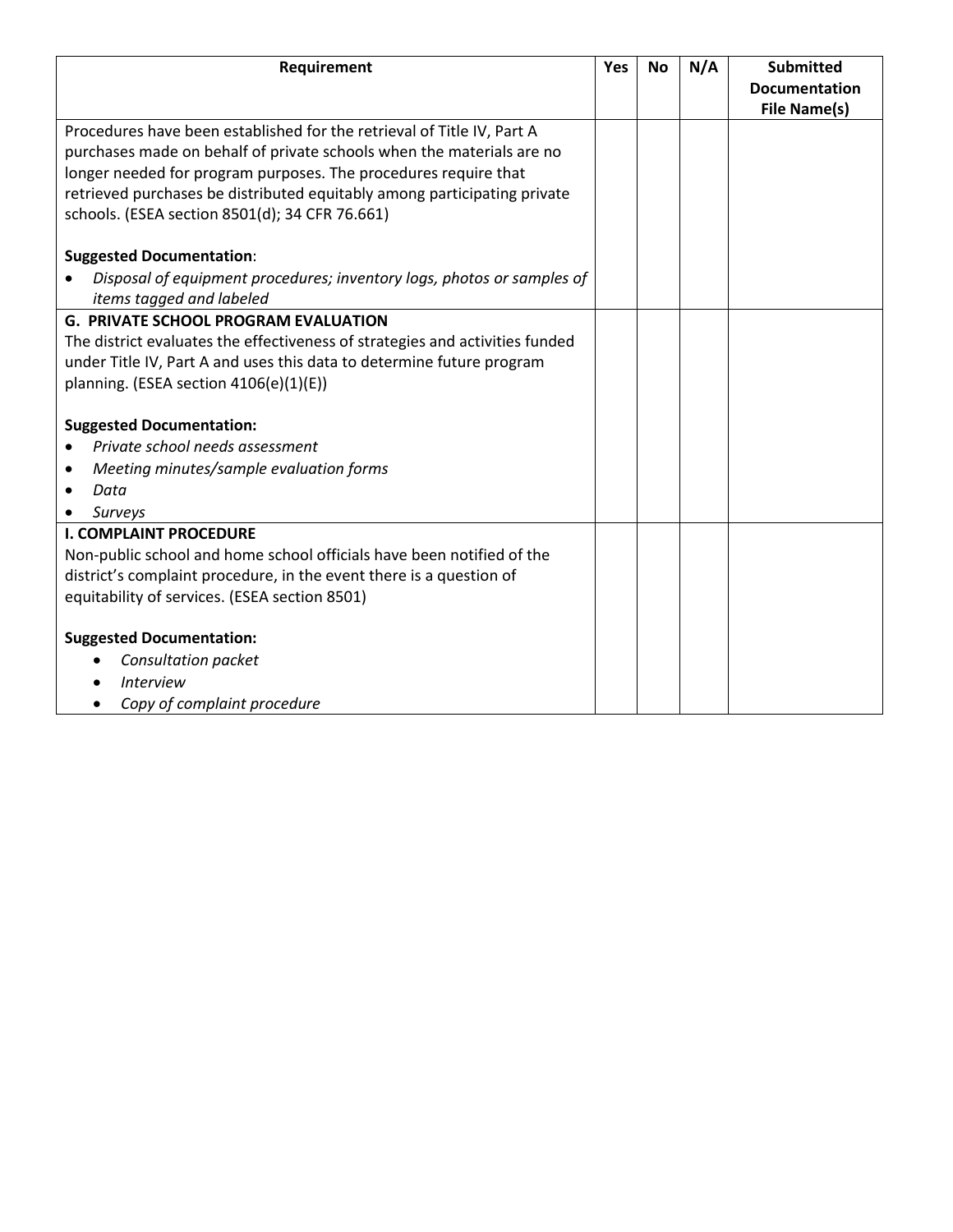| Requirement | Yes | No | N/A | Submitted Documentation File Name(s) |
|---|---|---|---|---|
| Procedures have been established for the retrieval of Title IV, Part A purchases made on behalf of private schools when the materials are no longer needed for program purposes. The procedures require that retrieved purchases be distributed equitably among participating private schools. (ESEA section 8501(d); 34 CFR 76.661)<br><br>**Suggested Documentation**:<br>• *Disposal of equipment procedures; inventory logs, photos or samples of items tagged and labeled* | | | | |
| **G. PRIVATE SCHOOL PROGRAM EVALUATION**<br>The district evaluates the effectiveness of strategies and activities funded under Title IV, Part A and uses this data to determine future program planning. (ESEA section 4106(e)(1)(E))<br><br>**Suggested Documentation:**<br>• *Private school needs assessment*<br>• *Meeting minutes/sample evaluation forms*<br>• *Data*<br>• *Surveys* | | | | |
| **I. COMPLAINT PROCEDURE**<br>Non-public school and home school officials have been notified of the district's complaint procedure, in the event there is a question of equitability of services. (ESEA section 8501)<br><br>**Suggested Documentation:**<br>• *Consultation packet*<br>• *Interview*<br>• *Copy of complaint procedure* | | | | |